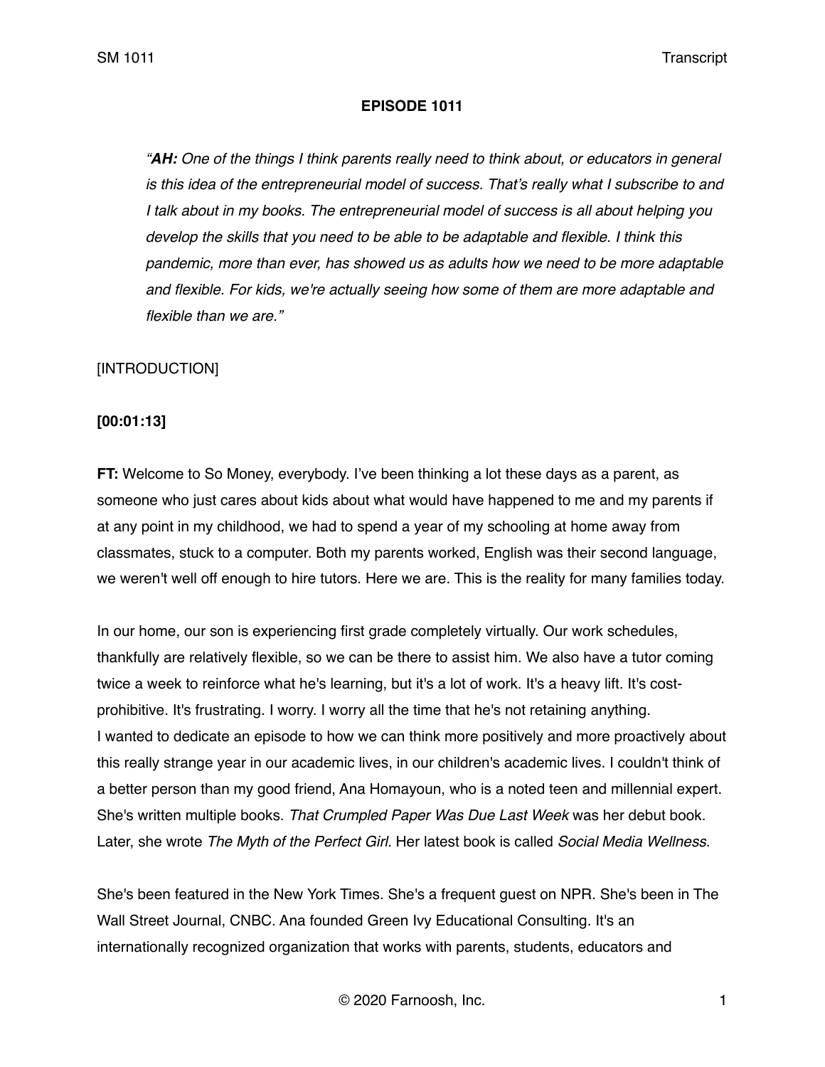**EPISODE 1011**

> *"**AH:** One of the things I think parents really need to think about, or educators in general is this idea of the entrepreneurial model of success. That's really what I subscribe to and I talk about in my books. The entrepreneurial model of success is all about helping you develop the skills that you need to be able to be adaptable and flexible. I think this pandemic, more than ever, has showed us as adults how we need to be more adaptable and flexible. For kids, we're actually seeing how some of them are more adaptable and flexible than we are."*

[INTRODUCTION]

**[00:01:13]**

**FT:** Welcome to So Money, everybody. I've been thinking a lot these days as a parent, as someone who just cares about kids about what would have happened to me and my parents if at any point in my childhood, we had to spend a year of my schooling at home away from classmates, stuck to a computer. Both my parents worked, English was their second language, we weren't well off enough to hire tutors. Here we are. This is the reality for many families today.

In our home, our son is experiencing first grade completely virtually. Our work schedules, thankfully are relatively flexible, so we can be there to assist him. We also have a tutor coming twice a week to reinforce what he's learning, but it's a lot of work. It's a heavy lift. It's cost-prohibitive. It's frustrating. I worry. I worry all the time that he's not retaining anything. I wanted to dedicate an episode to how we can think more positively and more proactively about this really strange year in our academic lives, in our children's academic lives. I couldn't think of a better person than my good friend, Ana Homayoun, who is a noted teen and millennial expert. She's written multiple books. *That Crumpled Paper Was Due Last Week* was her debut book. Later, she wrote *The Myth of the Perfect Girl.* Her latest book is called *Social Media Wellness*.

She's been featured in the New York Times. She's a frequent guest on NPR. She's been in The Wall Street Journal, CNBC. Ana founded Green Ivy Educational Consulting. It's an internationally recognized organization that works with parents, students, educators and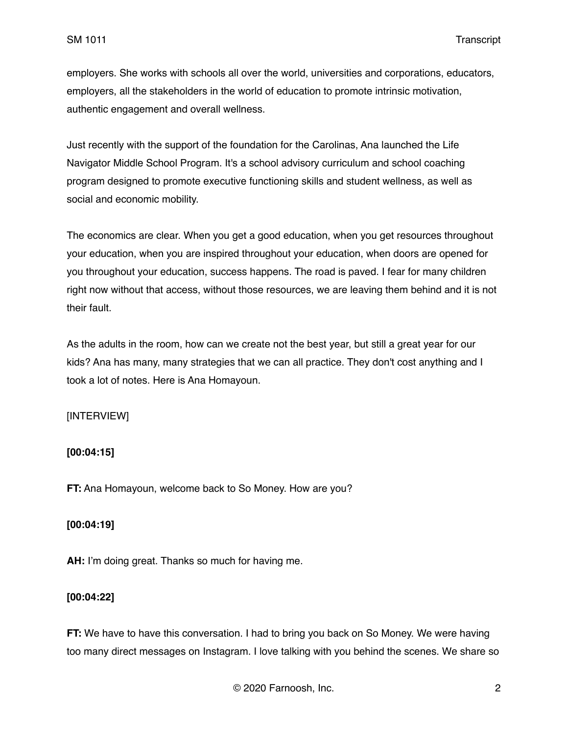employers. She works with schools all over the world, universities and corporations, educators, employers, all the stakeholders in the world of education to promote intrinsic motivation, authentic engagement and overall wellness.

Just recently with the support of the foundation for the Carolinas, Ana launched the Life Navigator Middle School Program. It's a school advisory curriculum and school coaching program designed to promote executive functioning skills and student wellness, as well as social and economic mobility.

The economics are clear. When you get a good education, when you get resources throughout your education, when you are inspired throughout your education, when doors are opened for you throughout your education, success happens. The road is paved. I fear for many children right now without that access, without those resources, we are leaving them behind and it is not their fault.

As the adults in the room, how can we create not the best year, but still a great year for our kids? Ana has many, many strategies that we can all practice. They don't cost anything and I took a lot of notes. Here is Ana Homayoun.

[INTERVIEW]

**[00:04:15]**

**FT:** Ana Homayoun, welcome back to So Money. How are you?

**[00:04:19]**

**AH:** I'm doing great. Thanks so much for having me.

**[00:04:22]**

**FT:** We have to have this conversation. I had to bring you back on So Money. We were having too many direct messages on Instagram. I love talking with you behind the scenes. We share so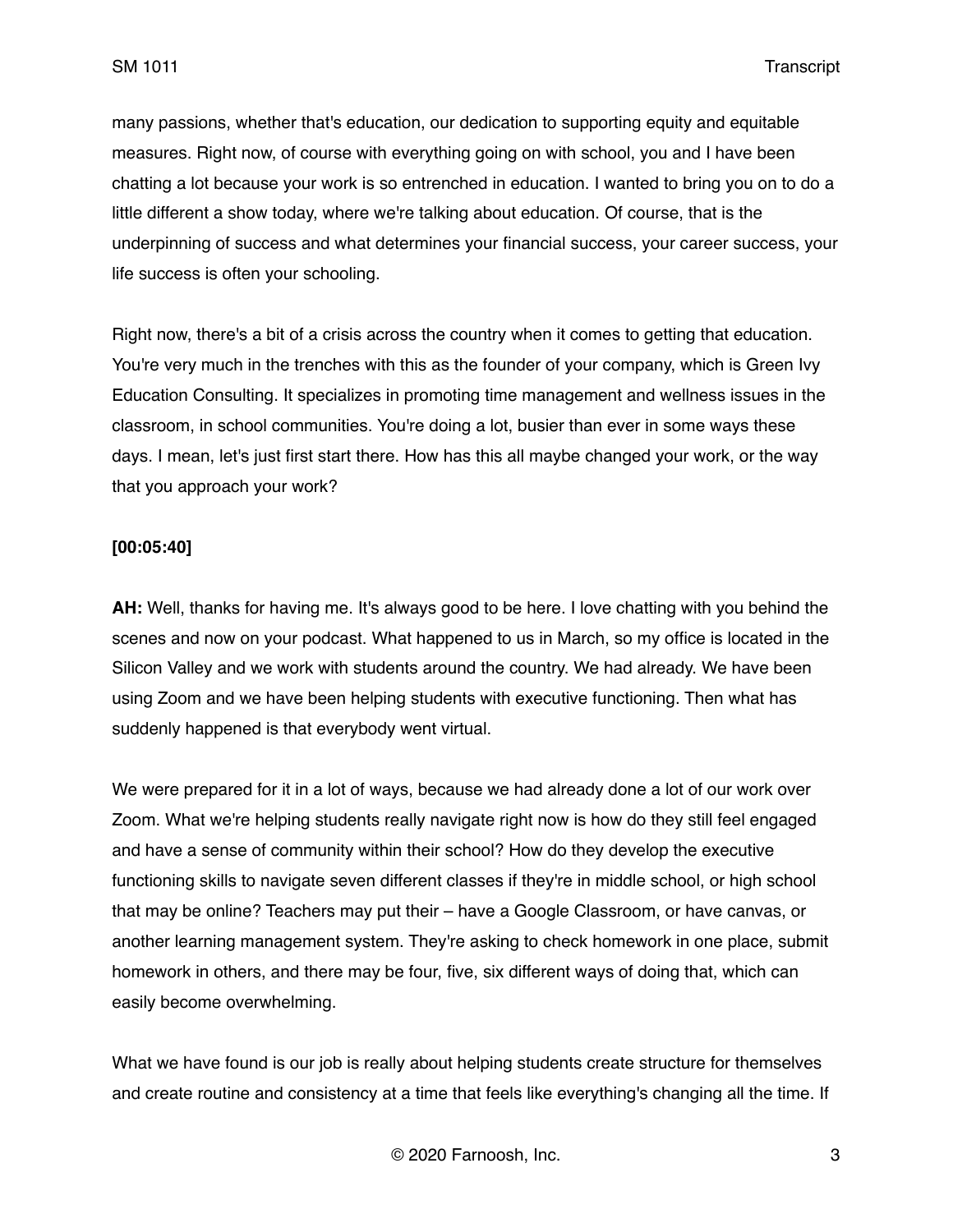many passions, whether that's education, our dedication to supporting equity and equitable measures. Right now, of course with everything going on with school, you and I have been chatting a lot because your work is so entrenched in education. I wanted to bring you on to do a little different a show today, where we're talking about education. Of course, that is the underpinning of success and what determines your financial success, your career success, your life success is often your schooling.

Right now, there's a bit of a crisis across the country when it comes to getting that education. You're very much in the trenches with this as the founder of your company, which is Green Ivy Education Consulting. It specializes in promoting time management and wellness issues in the classroom, in school communities. You're doing a lot, busier than ever in some ways these days. I mean, let's just first start there. How has this all maybe changed your work, or the way that you approach your work?

**[00:05:40]**

**AH:** Well, thanks for having me. It's always good to be here. I love chatting with you behind the scenes and now on your podcast. What happened to us in March, so my office is located in the Silicon Valley and we work with students around the country. We had already. We have been using Zoom and we have been helping students with executive functioning. Then what has suddenly happened is that everybody went virtual.

We were prepared for it in a lot of ways, because we had already done a lot of our work over Zoom. What we're helping students really navigate right now is how do they still feel engaged and have a sense of community within their school? How do they develop the executive functioning skills to navigate seven different classes if they're in middle school, or high school that may be online? Teachers may put their – have a Google Classroom, or have canvas, or another learning management system. They're asking to check homework in one place, submit homework in others, and there may be four, five, six different ways of doing that, which can easily become overwhelming.

What we have found is our job is really about helping students create structure for themselves and create routine and consistency at a time that feels like everything's changing all the time. If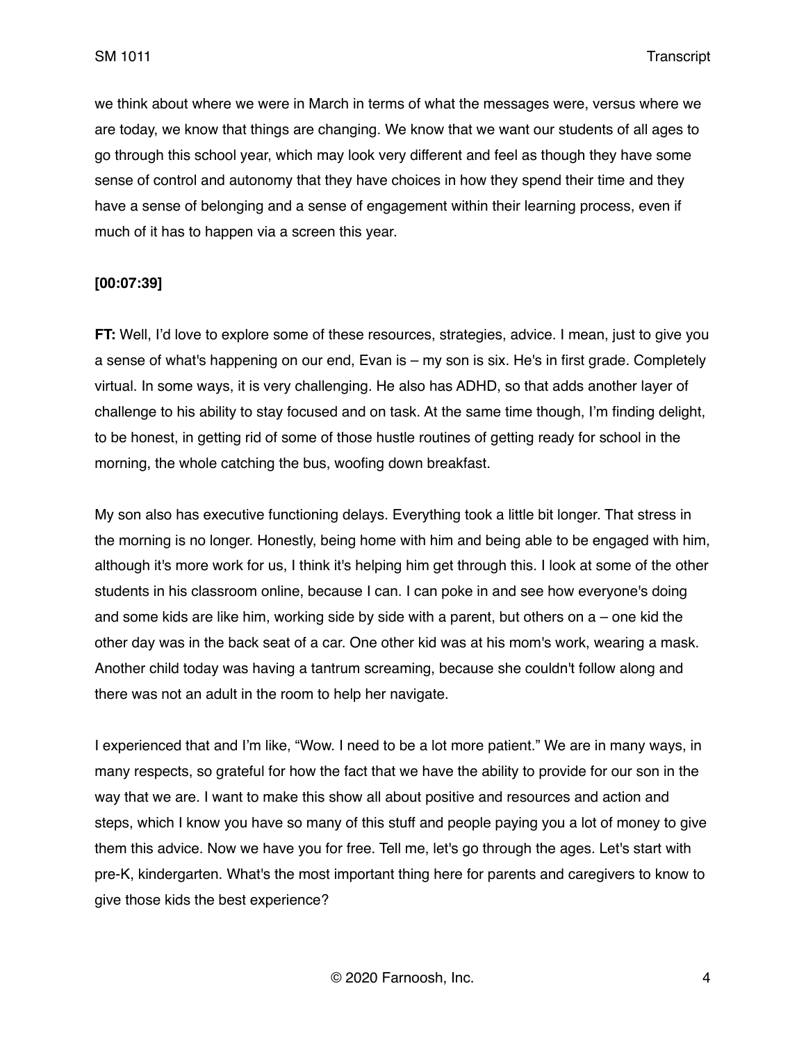we think about where we were in March in terms of what the messages were, versus where we are today, we know that things are changing. We know that we want our students of all ages to go through this school year, which may look very different and feel as though they have some sense of control and autonomy that they have choices in how they spend their time and they have a sense of belonging and a sense of engagement within their learning process, even if much of it has to happen via a screen this year.

**[00:07:39]**

**FT:** Well, I'd love to explore some of these resources, strategies, advice. I mean, just to give you a sense of what's happening on our end, Evan is – my son is six. He's in first grade. Completely virtual. In some ways, it is very challenging. He also has ADHD, so that adds another layer of challenge to his ability to stay focused and on task. At the same time though, I'm finding delight, to be honest, in getting rid of some of those hustle routines of getting ready for school in the morning, the whole catching the bus, woofing down breakfast.

My son also has executive functioning delays. Everything took a little bit longer. That stress in the morning is no longer. Honestly, being home with him and being able to be engaged with him, although it's more work for us, I think it's helping him get through this. I look at some of the other students in his classroom online, because I can. I can poke in and see how everyone's doing and some kids are like him, working side by side with a parent, but others on a – one kid the other day was in the back seat of a car. One other kid was at his mom's work, wearing a mask. Another child today was having a tantrum screaming, because she couldn't follow along and there was not an adult in the room to help her navigate.

I experienced that and I'm like, "Wow. I need to be a lot more patient." We are in many ways, in many respects, so grateful for how the fact that we have the ability to provide for our son in the way that we are. I want to make this show all about positive and resources and action and steps, which I know you have so many of this stuff and people paying you a lot of money to give them this advice. Now we have you for free. Tell me, let's go through the ages. Let's start with pre-K, kindergarten. What's the most important thing here for parents and caregivers to know to give those kids the best experience?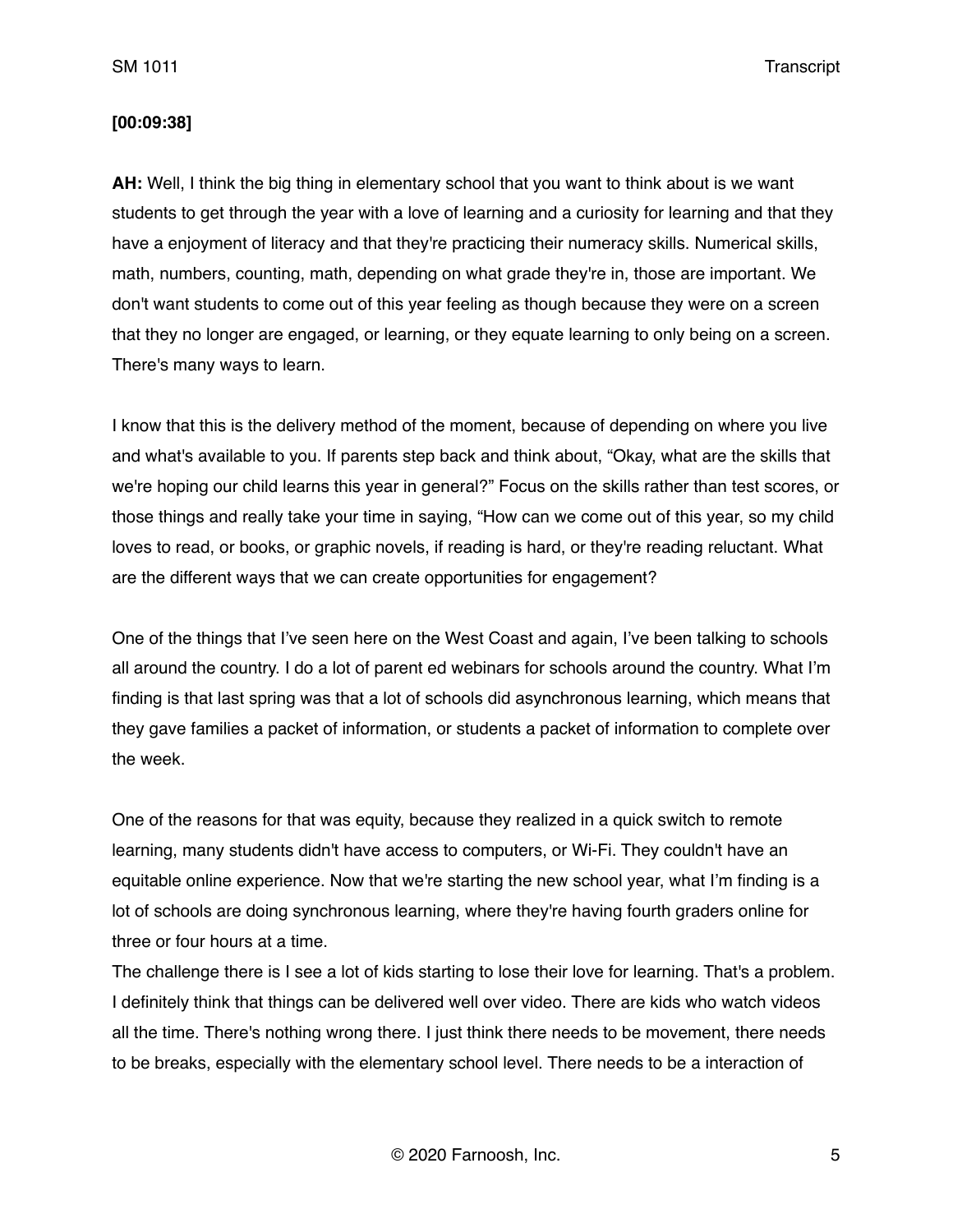**[00:09:38]**

**AH:** Well, I think the big thing in elementary school that you want to think about is we want students to get through the year with a love of learning and a curiosity for learning and that they have a enjoyment of literacy and that they're practicing their numeracy skills. Numerical skills, math, numbers, counting, math, depending on what grade they're in, those are important. We don't want students to come out of this year feeling as though because they were on a screen that they no longer are engaged, or learning, or they equate learning to only being on a screen. There's many ways to learn.

I know that this is the delivery method of the moment, because of depending on where you live and what's available to you. If parents step back and think about, "Okay, what are the skills that we're hoping our child learns this year in general?" Focus on the skills rather than test scores, or those things and really take your time in saying, "How can we come out of this year, so my child loves to read, or books, or graphic novels, if reading is hard, or they're reading reluctant. What are the different ways that we can create opportunities for engagement?

One of the things that I've seen here on the West Coast and again, I've been talking to schools all around the country. I do a lot of parent ed webinars for schools around the country. What I'm finding is that last spring was that a lot of schools did asynchronous learning, which means that they gave families a packet of information, or students a packet of information to complete over the week.

One of the reasons for that was equity, because they realized in a quick switch to remote learning, many students didn't have access to computers, or Wi-Fi. They couldn't have an equitable online experience. Now that we're starting the new school year, what I'm finding is a lot of schools are doing synchronous learning, where they're having fourth graders online for three or four hours at a time.

The challenge there is I see a lot of kids starting to lose their love for learning. That's a problem. I definitely think that things can be delivered well over video. There are kids who watch videos all the time. There's nothing wrong there. I just think there needs to be movement, there needs to be breaks, especially with the elementary school level. There needs to be a interaction of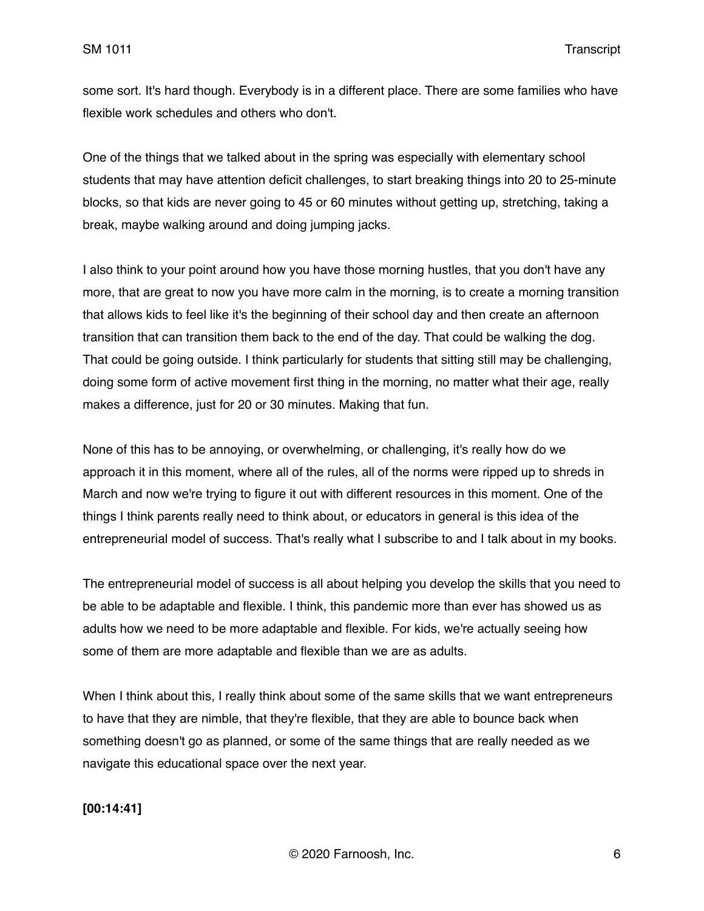some sort. It's hard though. Everybody is in a different place. There are some families who have flexible work schedules and others who don't.

One of the things that we talked about in the spring was especially with elementary school students that may have attention deficit challenges, to start breaking things into 20 to 25-minute blocks, so that kids are never going to 45 or 60 minutes without getting up, stretching, taking a break, maybe walking around and doing jumping jacks.

I also think to your point around how you have those morning hustles, that you don't have any more, that are great to now you have more calm in the morning, is to create a morning transition that allows kids to feel like it's the beginning of their school day and then create an afternoon transition that can transition them back to the end of the day. That could be walking the dog. That could be going outside. I think particularly for students that sitting still may be challenging, doing some form of active movement first thing in the morning, no matter what their age, really makes a difference, just for 20 or 30 minutes. Making that fun.

None of this has to be annoying, or overwhelming, or challenging, it's really how do we approach it in this moment, where all of the rules, all of the norms were ripped up to shreds in March and now we're trying to figure it out with different resources in this moment. One of the things I think parents really need to think about, or educators in general is this idea of the entrepreneurial model of success. That's really what I subscribe to and I talk about in my books.

The entrepreneurial model of success is all about helping you develop the skills that you need to be able to be adaptable and flexible. I think, this pandemic more than ever has showed us as adults how we need to be more adaptable and flexible. For kids, we're actually seeing how some of them are more adaptable and flexible than we are as adults.

When I think about this, I really think about some of the same skills that we want entrepreneurs to have that they are nimble, that they're flexible, that they are able to bounce back when something doesn't go as planned, or some of the same things that are really needed as we navigate this educational space over the next year.

**[00:14:41]**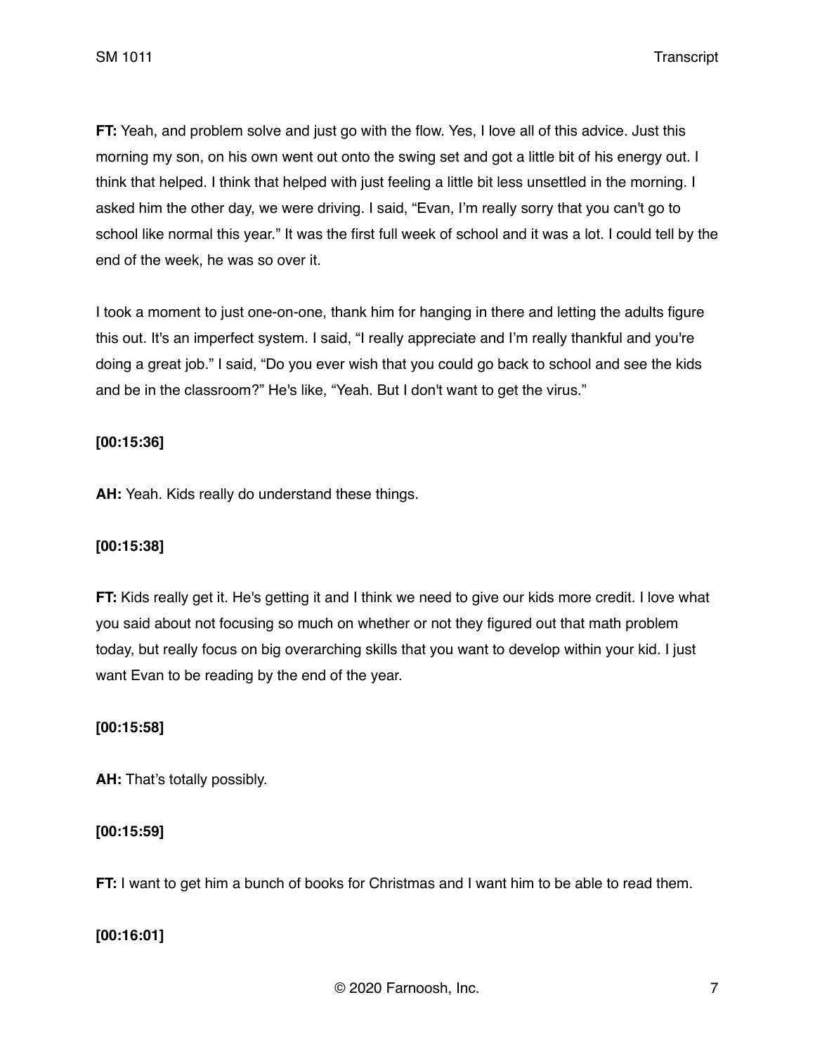**FT:** Yeah, and problem solve and just go with the flow. Yes, I love all of this advice. Just this morning my son, on his own went out onto the swing set and got a little bit of his energy out. I think that helped. I think that helped with just feeling a little bit less unsettled in the morning. I asked him the other day, we were driving. I said, "Evan, I'm really sorry that you can't go to school like normal this year." It was the first full week of school and it was a lot. I could tell by the end of the week, he was so over it.

I took a moment to just one-on-one, thank him for hanging in there and letting the adults figure this out. It's an imperfect system. I said, "I really appreciate and I'm really thankful and you're doing a great job." I said, "Do you ever wish that you could go back to school and see the kids and be in the classroom?" He's like, "Yeah. But I don't want to get the virus."

**[00:15:36]**

**AH:** Yeah. Kids really do understand these things.

**[00:15:38]**

**FT:** Kids really get it. He's getting it and I think we need to give our kids more credit. I love what you said about not focusing so much on whether or not they figured out that math problem today, but really focus on big overarching skills that you want to develop within your kid. I just want Evan to be reading by the end of the year.

**[00:15:58]**

**AH:** That's totally possibly.

**[00:15:59]**

**FT:** I want to get him a bunch of books for Christmas and I want him to be able to read them.

**[00:16:01]**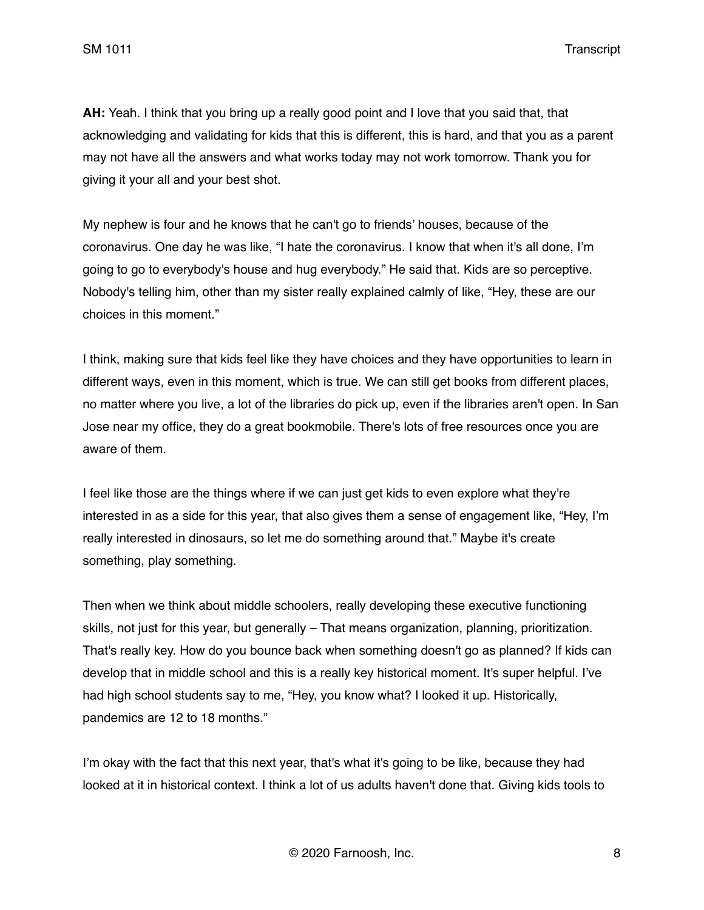**AH:** Yeah. I think that you bring up a really good point and I love that you said that, that acknowledging and validating for kids that this is different, this is hard, and that you as a parent may not have all the answers and what works today may not work tomorrow. Thank you for giving it your all and your best shot.

My nephew is four and he knows that he can't go to friends' houses, because of the coronavirus. One day he was like, "I hate the coronavirus. I know that when it's all done, I'm going to go to everybody's house and hug everybody." He said that. Kids are so perceptive. Nobody's telling him, other than my sister really explained calmly of like, "Hey, these are our choices in this moment."

I think, making sure that kids feel like they have choices and they have opportunities to learn in different ways, even in this moment, which is true. We can still get books from different places, no matter where you live, a lot of the libraries do pick up, even if the libraries aren't open. In San Jose near my office, they do a great bookmobile. There's lots of free resources once you are aware of them.

I feel like those are the things where if we can just get kids to even explore what they're interested in as a side for this year, that also gives them a sense of engagement like, "Hey, I'm really interested in dinosaurs, so let me do something around that." Maybe it's create something, play something.

Then when we think about middle schoolers, really developing these executive functioning skills, not just for this year, but generally – That means organization, planning, prioritization. That's really key. How do you bounce back when something doesn't go as planned? If kids can develop that in middle school and this is a really key historical moment. It's super helpful. I've had high school students say to me, "Hey, you know what? I looked it up. Historically, pandemics are 12 to 18 months."

I'm okay with the fact that this next year, that's what it's going to be like, because they had looked at it in historical context. I think a lot of us adults haven't done that. Giving kids tools to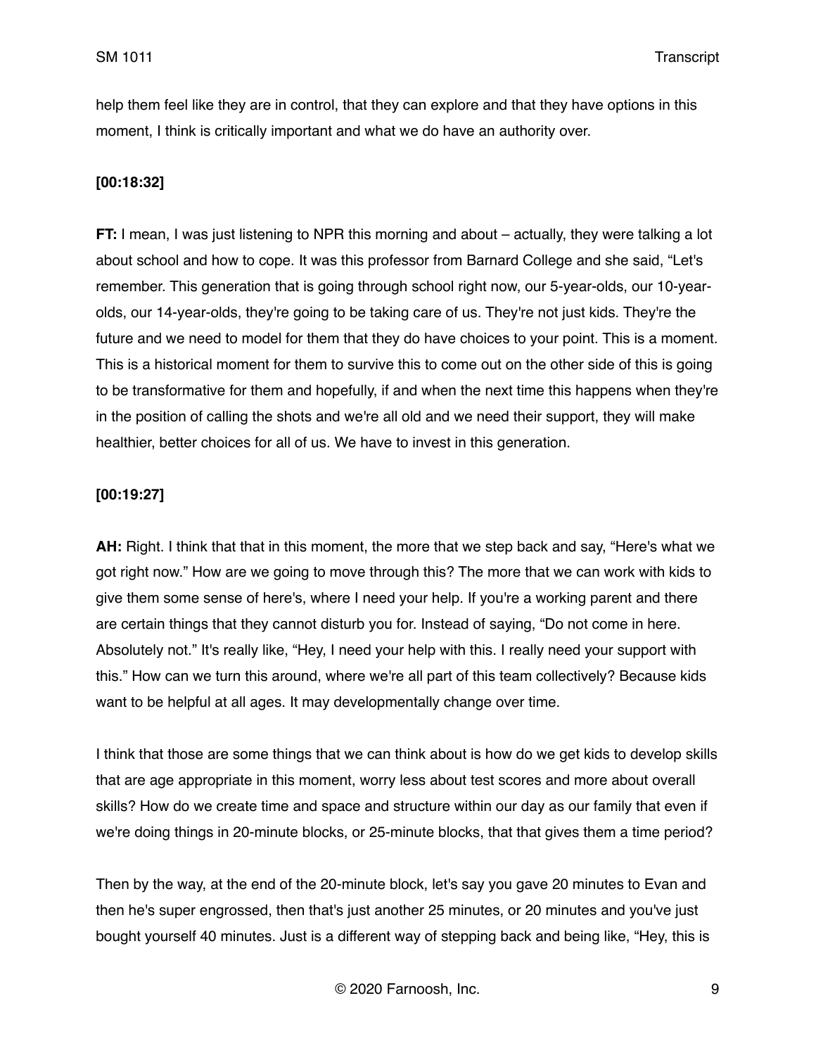help them feel like they are in control, that they can explore and that they have options in this moment, I think is critically important and what we do have an authority over.

**[00:18:32]**

**FT:** I mean, I was just listening to NPR this morning and about – actually, they were talking a lot about school and how to cope. It was this professor from Barnard College and she said, "Let's remember. This generation that is going through school right now, our 5-year-olds, our 10-year-olds, our 14-year-olds, they're going to be taking care of us. They're not just kids. They're the future and we need to model for them that they do have choices to your point. This is a moment. This is a historical moment for them to survive this to come out on the other side of this is going to be transformative for them and hopefully, if and when the next time this happens when they're in the position of calling the shots and we're all old and we need their support, they will make healthier, better choices for all of us. We have to invest in this generation.

**[00:19:27]**

**AH:** Right. I think that that in this moment, the more that we step back and say, "Here's what we got right now." How are we going to move through this? The more that we can work with kids to give them some sense of here's, where I need your help. If you're a working parent and there are certain things that they cannot disturb you for. Instead of saying, "Do not come in here. Absolutely not." It's really like, "Hey, I need your help with this. I really need your support with this." How can we turn this around, where we're all part of this team collectively? Because kids want to be helpful at all ages. It may developmentally change over time.

I think that those are some things that we can think about is how do we get kids to develop skills that are age appropriate in this moment, worry less about test scores and more about overall skills? How do we create time and space and structure within our day as our family that even if we're doing things in 20-minute blocks, or 25-minute blocks, that that gives them a time period?

Then by the way, at the end of the 20-minute block, let's say you gave 20 minutes to Evan and then he's super engrossed, then that's just another 25 minutes, or 20 minutes and you've just bought yourself 40 minutes. Just is a different way of stepping back and being like, "Hey, this is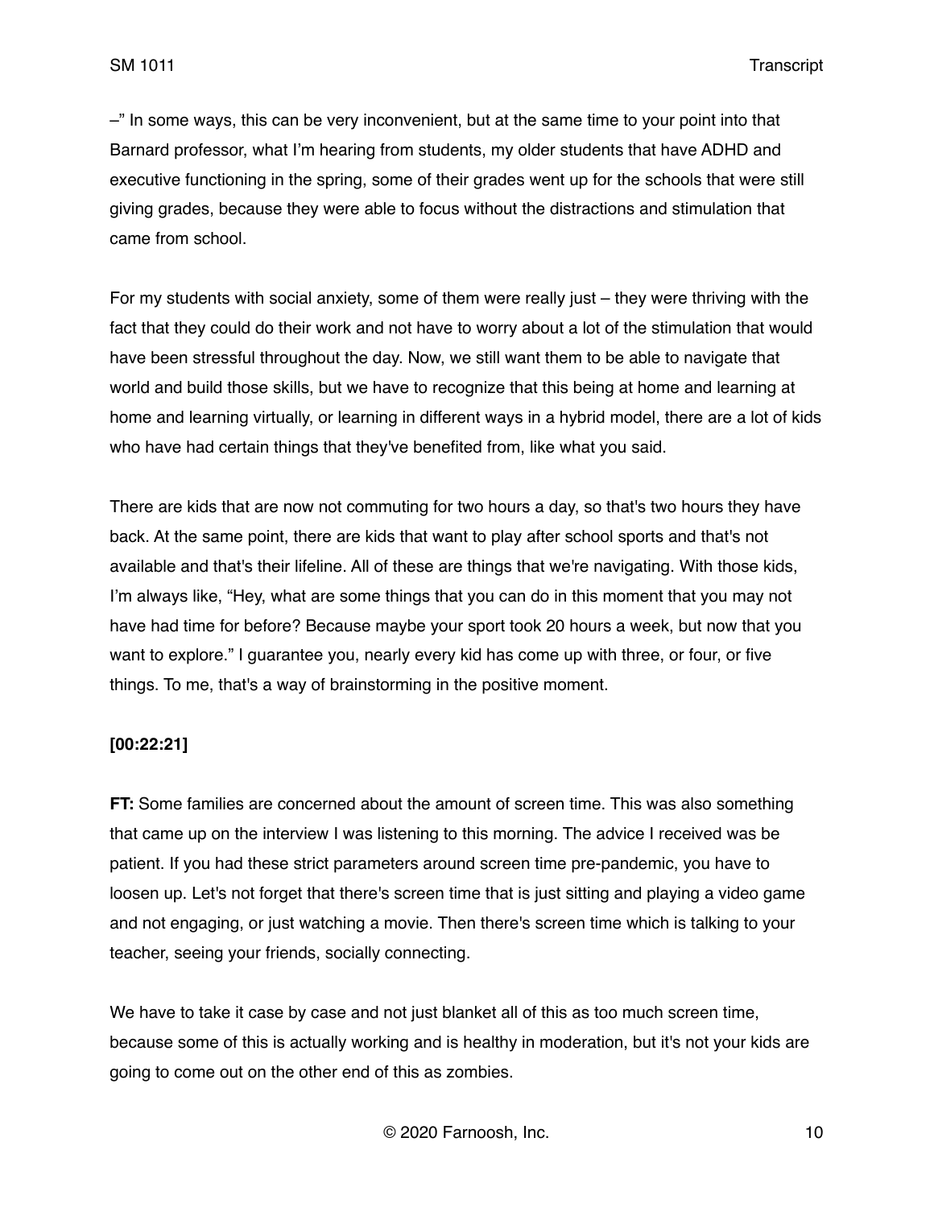–" In some ways, this can be very inconvenient, but at the same time to your point into that Barnard professor, what I'm hearing from students, my older students that have ADHD and executive functioning in the spring, some of their grades went up for the schools that were still giving grades, because they were able to focus without the distractions and stimulation that came from school.

For my students with social anxiety, some of them were really just – they were thriving with the fact that they could do their work and not have to worry about a lot of the stimulation that would have been stressful throughout the day. Now, we still want them to be able to navigate that world and build those skills, but we have to recognize that this being at home and learning at home and learning virtually, or learning in different ways in a hybrid model, there are a lot of kids who have had certain things that they've benefited from, like what you said.

There are kids that are now not commuting for two hours a day, so that's two hours they have back. At the same point, there are kids that want to play after school sports and that's not available and that's their lifeline. All of these are things that we're navigating. With those kids, I'm always like, "Hey, what are some things that you can do in this moment that you may not have had time for before? Because maybe your sport took 20 hours a week, but now that you want to explore." I guarantee you, nearly every kid has come up with three, or four, or five things. To me, that's a way of brainstorming in the positive moment.

**[00:22:21]**

**FT:** Some families are concerned about the amount of screen time. This was also something that came up on the interview I was listening to this morning. The advice I received was be patient. If you had these strict parameters around screen time pre-pandemic, you have to loosen up. Let's not forget that there's screen time that is just sitting and playing a video game and not engaging, or just watching a movie. Then there's screen time which is talking to your teacher, seeing your friends, socially connecting.

We have to take it case by case and not just blanket all of this as too much screen time, because some of this is actually working and is healthy in moderation, but it's not your kids are going to come out on the other end of this as zombies.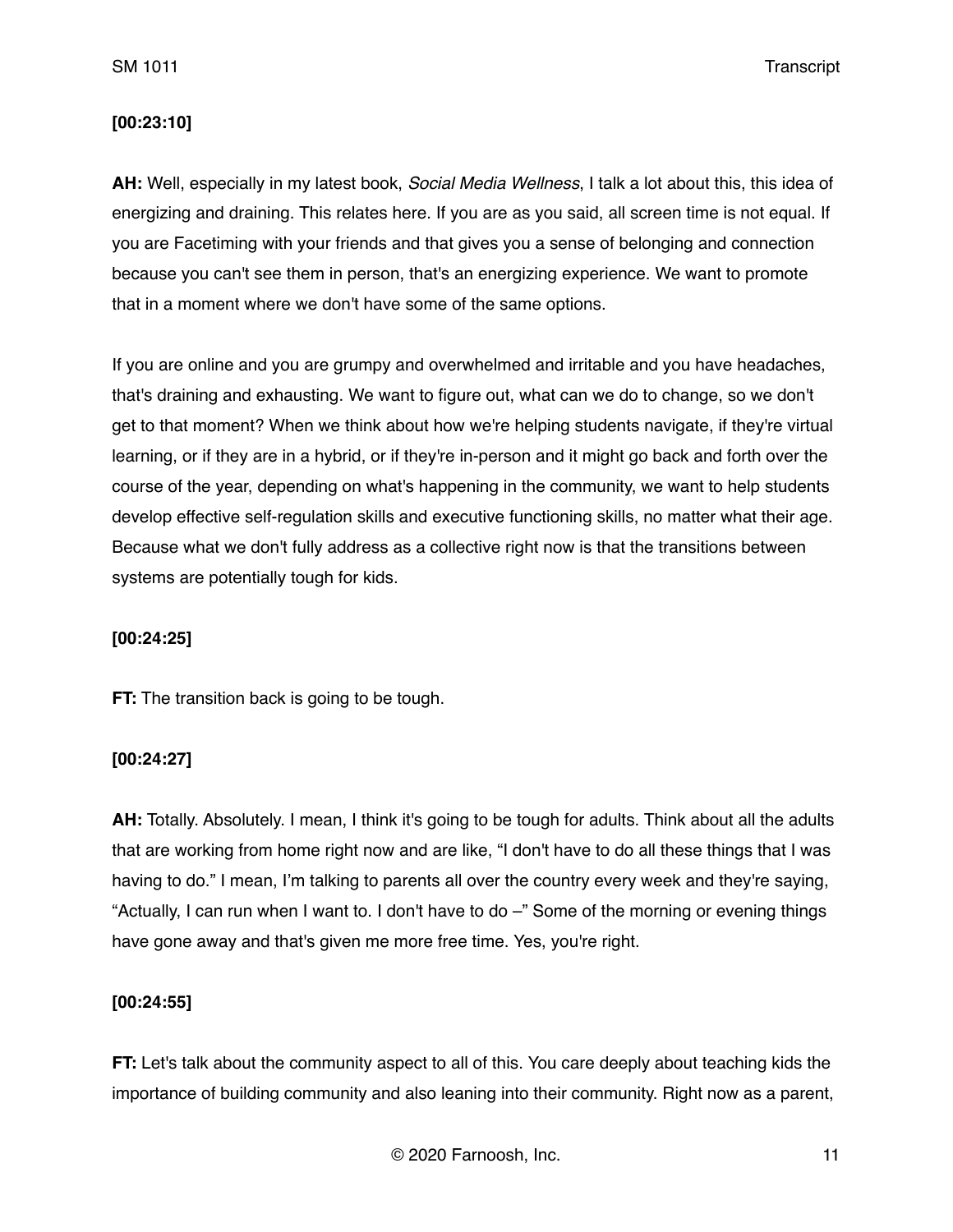**[00:23:10]**

**AH:** Well, especially in my latest book, *Social Media Wellness*, I talk a lot about this, this idea of energizing and draining. This relates here. If you are as you said, all screen time is not equal. If you are Facetiming with your friends and that gives you a sense of belonging and connection because you can't see them in person, that's an energizing experience. We want to promote that in a moment where we don't have some of the same options.

If you are online and you are grumpy and overwhelmed and irritable and you have headaches, that's draining and exhausting. We want to figure out, what can we do to change, so we don't get to that moment? When we think about how we're helping students navigate, if they're virtual learning, or if they are in a hybrid, or if they're in-person and it might go back and forth over the course of the year, depending on what's happening in the community, we want to help students develop effective self-regulation skills and executive functioning skills, no matter what their age. Because what we don't fully address as a collective right now is that the transitions between systems are potentially tough for kids.

**[00:24:25]**

**FT:** The transition back is going to be tough.

**[00:24:27]**

**AH:** Totally. Absolutely. I mean, I think it's going to be tough for adults. Think about all the adults that are working from home right now and are like, "I don't have to do all these things that I was having to do." I mean, I'm talking to parents all over the country every week and they're saying, "Actually, I can run when I want to. I don't have to do –" Some of the morning or evening things have gone away and that's given me more free time. Yes, you're right.

**[00:24:55]**

**FT:** Let's talk about the community aspect to all of this. You care deeply about teaching kids the importance of building community and also leaning into their community. Right now as a parent,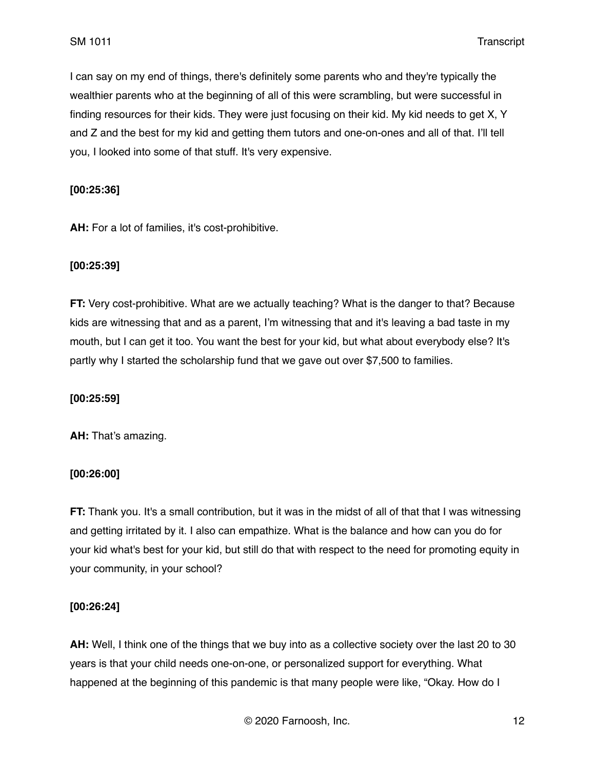I can say on my end of things, there's definitely some parents who and they're typically the wealthier parents who at the beginning of all of this were scrambling, but were successful in finding resources for their kids. They were just focusing on their kid. My kid needs to get X, Y and Z and the best for my kid and getting them tutors and one-on-ones and all of that. I'll tell you, I looked into some of that stuff. It's very expensive.

**[00:25:36]**

**AH:** For a lot of families, it's cost-prohibitive.

**[00:25:39]**

**FT:** Very cost-prohibitive. What are we actually teaching? What is the danger to that? Because kids are witnessing that and as a parent, I'm witnessing that and it's leaving a bad taste in my mouth, but I can get it too. You want the best for your kid, but what about everybody else? It's partly why I started the scholarship fund that we gave out over $7,500 to families.

**[00:25:59]**

**AH:** That's amazing.

**[00:26:00]**

**FT:** Thank you. It's a small contribution, but it was in the midst of all of that that I was witnessing and getting irritated by it. I also can empathize. What is the balance and how can you do for your kid what's best for your kid, but still do that with respect to the need for promoting equity in your community, in your school?

**[00:26:24]**

**AH:** Well, I think one of the things that we buy into as a collective society over the last 20 to 30 years is that your child needs one-on-one, or personalized support for everything. What happened at the beginning of this pandemic is that many people were like, "Okay. How do I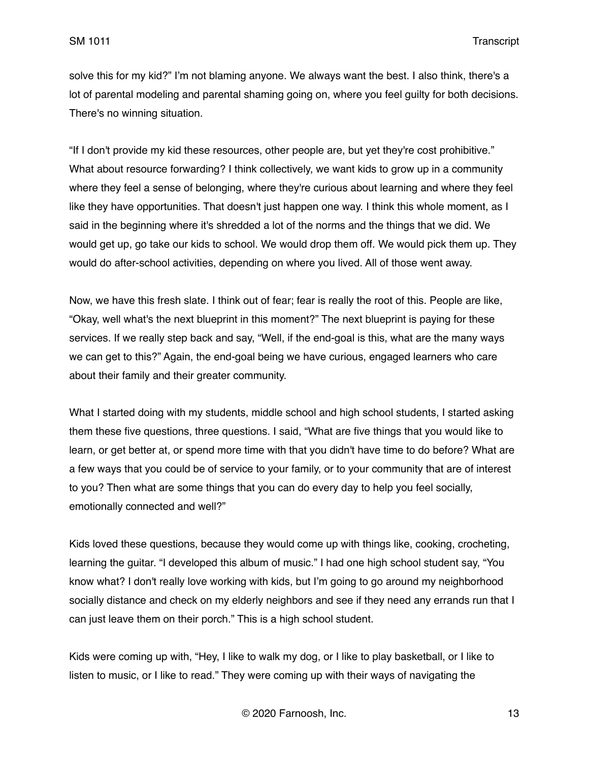solve this for my kid?" I'm not blaming anyone. We always want the best. I also think, there's a lot of parental modeling and parental shaming going on, where you feel guilty for both decisions. There's no winning situation.

"If I don't provide my kid these resources, other people are, but yet they're cost prohibitive." What about resource forwarding? I think collectively, we want kids to grow up in a community where they feel a sense of belonging, where they're curious about learning and where they feel like they have opportunities. That doesn't just happen one way. I think this whole moment, as I said in the beginning where it's shredded a lot of the norms and the things that we did. We would get up, go take our kids to school. We would drop them off. We would pick them up. They would do after-school activities, depending on where you lived. All of those went away.

Now, we have this fresh slate. I think out of fear; fear is really the root of this. People are like, "Okay, well what's the next blueprint in this moment?" The next blueprint is paying for these services. If we really step back and say, "Well, if the end-goal is this, what are the many ways we can get to this?" Again, the end-goal being we have curious, engaged learners who care about their family and their greater community.

What I started doing with my students, middle school and high school students, I started asking them these five questions, three questions. I said, "What are five things that you would like to learn, or get better at, or spend more time with that you didn't have time to do before? What are a few ways that you could be of service to your family, or to your community that are of interest to you? Then what are some things that you can do every day to help you feel socially, emotionally connected and well?"

Kids loved these questions, because they would come up with things like, cooking, crocheting, learning the guitar. "I developed this album of music." I had one high school student say, "You know what? I don't really love working with kids, but I'm going to go around my neighborhood socially distance and check on my elderly neighbors and see if they need any errands run that I can just leave them on their porch." This is a high school student.

Kids were coming up with, "Hey, I like to walk my dog, or I like to play basketball, or I like to listen to music, or I like to read." They were coming up with their ways of navigating the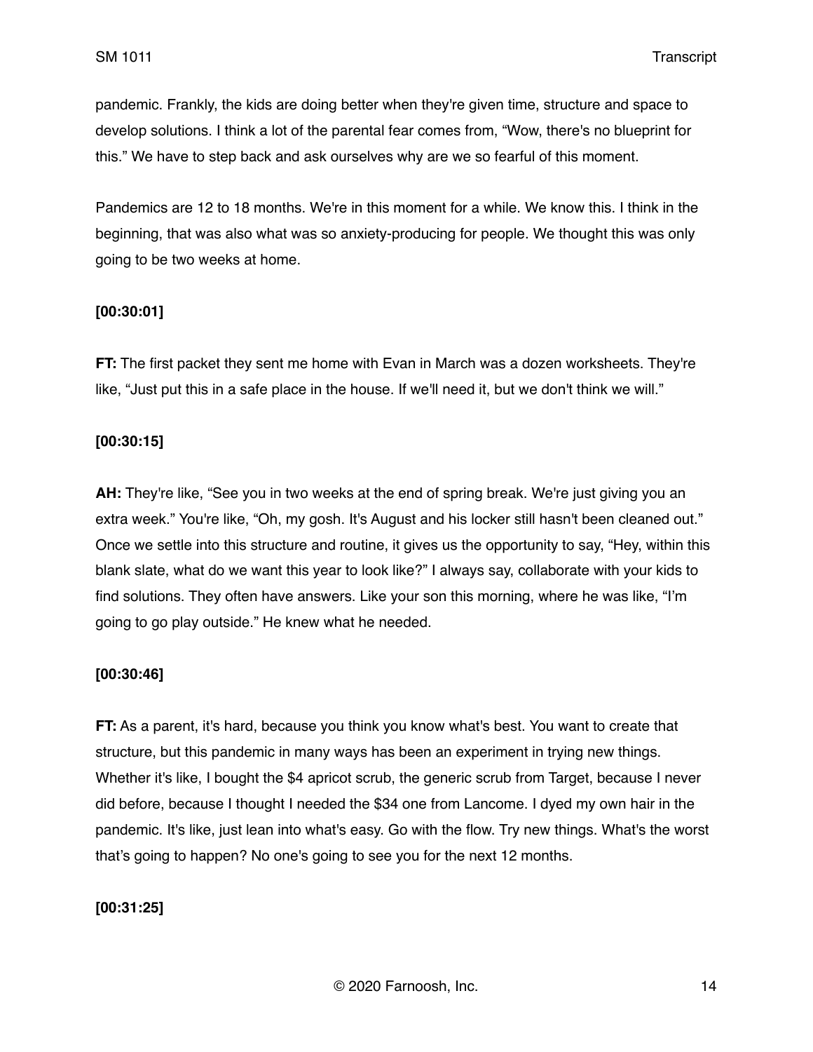pandemic. Frankly, the kids are doing better when they're given time, structure and space to develop solutions. I think a lot of the parental fear comes from, "Wow, there's no blueprint for this." We have to step back and ask ourselves why are we so fearful of this moment.

Pandemics are 12 to 18 months. We're in this moment for a while. We know this. I think in the beginning, that was also what was so anxiety-producing for people. We thought this was only going to be two weeks at home.

**[00:30:01]**

**FT:** The first packet they sent me home with Evan in March was a dozen worksheets. They're like, "Just put this in a safe place in the house. If we'll need it, but we don't think we will."

**[00:30:15]**

**AH:** They're like, "See you in two weeks at the end of spring break. We're just giving you an extra week." You're like, "Oh, my gosh. It's August and his locker still hasn't been cleaned out." Once we settle into this structure and routine, it gives us the opportunity to say, "Hey, within this blank slate, what do we want this year to look like?" I always say, collaborate with your kids to find solutions. They often have answers. Like your son this morning, where he was like, "I'm going to go play outside." He knew what he needed.

**[00:30:46]**

**FT:** As a parent, it's hard, because you think you know what's best. You want to create that structure, but this pandemic in many ways has been an experiment in trying new things. Whether it's like, I bought the $4 apricot scrub, the generic scrub from Target, because I never did before, because I thought I needed the $34 one from Lancome. I dyed my own hair in the pandemic. It's like, just lean into what's easy. Go with the flow. Try new things. What's the worst that's going to happen? No one's going to see you for the next 12 months.

**[00:31:25]**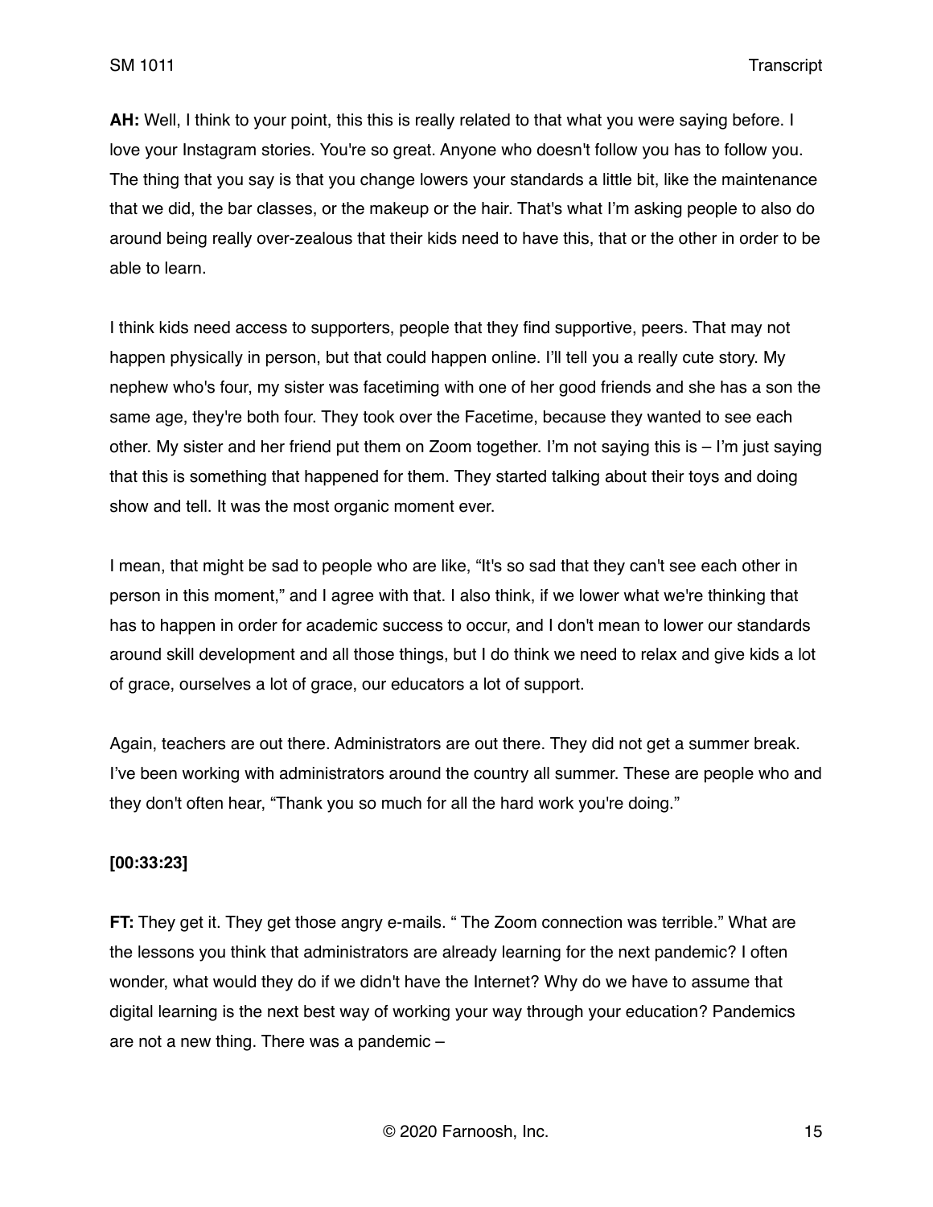**AH:** Well, I think to your point, this this is really related to that what you were saying before. I love your Instagram stories. You're so great. Anyone who doesn't follow you has to follow you. The thing that you say is that you change lowers your standards a little bit, like the maintenance that we did, the bar classes, or the makeup or the hair. That's what I'm asking people to also do around being really over-zealous that their kids need to have this, that or the other in order to be able to learn.

I think kids need access to supporters, people that they find supportive, peers. That may not happen physically in person, but that could happen online. I'll tell you a really cute story. My nephew who's four, my sister was facetiming with one of her good friends and she has a son the same age, they're both four. They took over the Facetime, because they wanted to see each other. My sister and her friend put them on Zoom together. I'm not saying this is – I'm just saying that this is something that happened for them. They started talking about their toys and doing show and tell. It was the most organic moment ever.

I mean, that might be sad to people who are like, "It's so sad that they can't see each other in person in this moment," and I agree with that. I also think, if we lower what we're thinking that has to happen in order for academic success to occur, and I don't mean to lower our standards around skill development and all those things, but I do think we need to relax and give kids a lot of grace, ourselves a lot of grace, our educators a lot of support.

Again, teachers are out there. Administrators are out there. They did not get a summer break. I've been working with administrators around the country all summer. These are people who and they don't often hear, "Thank you so much for all the hard work you're doing."

**[00:33:23]**

**FT:** They get it. They get those angry e-mails. " The Zoom connection was terrible." What are the lessons you think that administrators are already learning for the next pandemic? I often wonder, what would they do if we didn't have the Internet? Why do we have to assume that digital learning is the next best way of working your way through your education? Pandemics are not a new thing. There was a pandemic –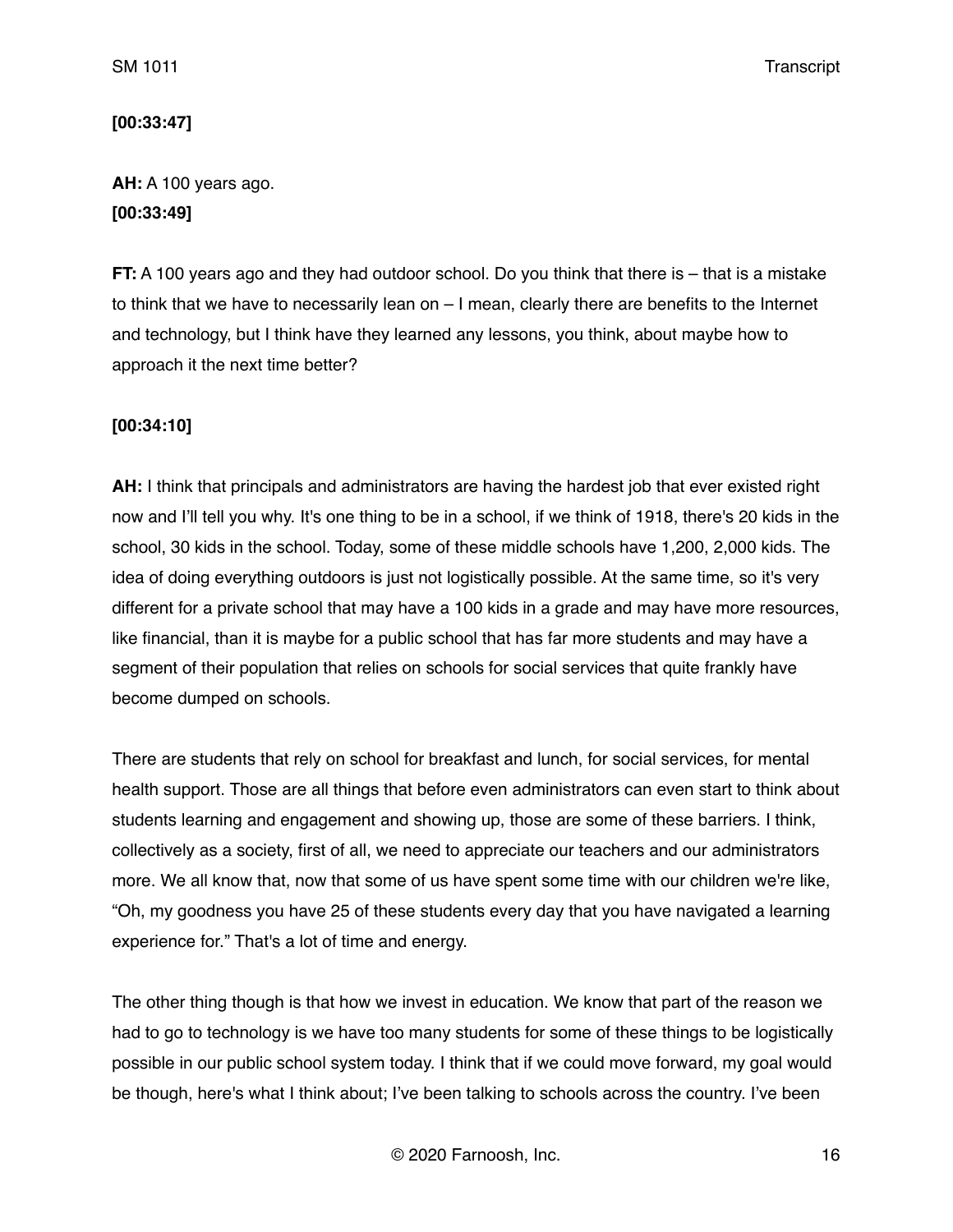**[00:33:47]**

**AH:** A 100 years ago.
**[00:33:49]**

**FT:** A 100 years ago and they had outdoor school. Do you think that there is – that is a mistake to think that we have to necessarily lean on – I mean, clearly there are benefits to the Internet and technology, but I think have they learned any lessons, you think, about maybe how to approach it the next time better?

**[00:34:10]**

**AH:** I think that principals and administrators are having the hardest job that ever existed right now and I'll tell you why. It's one thing to be in a school, if we think of 1918, there's 20 kids in the school, 30 kids in the school. Today, some of these middle schools have 1,200, 2,000 kids. The idea of doing everything outdoors is just not logistically possible. At the same time, so it's very different for a private school that may have a 100 kids in a grade and may have more resources, like financial, than it is maybe for a public school that has far more students and may have a segment of their population that relies on schools for social services that quite frankly have become dumped on schools.

There are students that rely on school for breakfast and lunch, for social services, for mental health support. Those are all things that before even administrators can even start to think about students learning and engagement and showing up, those are some of these barriers. I think, collectively as a society, first of all, we need to appreciate our teachers and our administrators more. We all know that, now that some of us have spent some time with our children we're like, "Oh, my goodness you have 25 of these students every day that you have navigated a learning experience for." That's a lot of time and energy.

The other thing though is that how we invest in education. We know that part of the reason we had to go to technology is we have too many students for some of these things to be logistically possible in our public school system today. I think that if we could move forward, my goal would be though, here's what I think about; I've been talking to schools across the country. I've been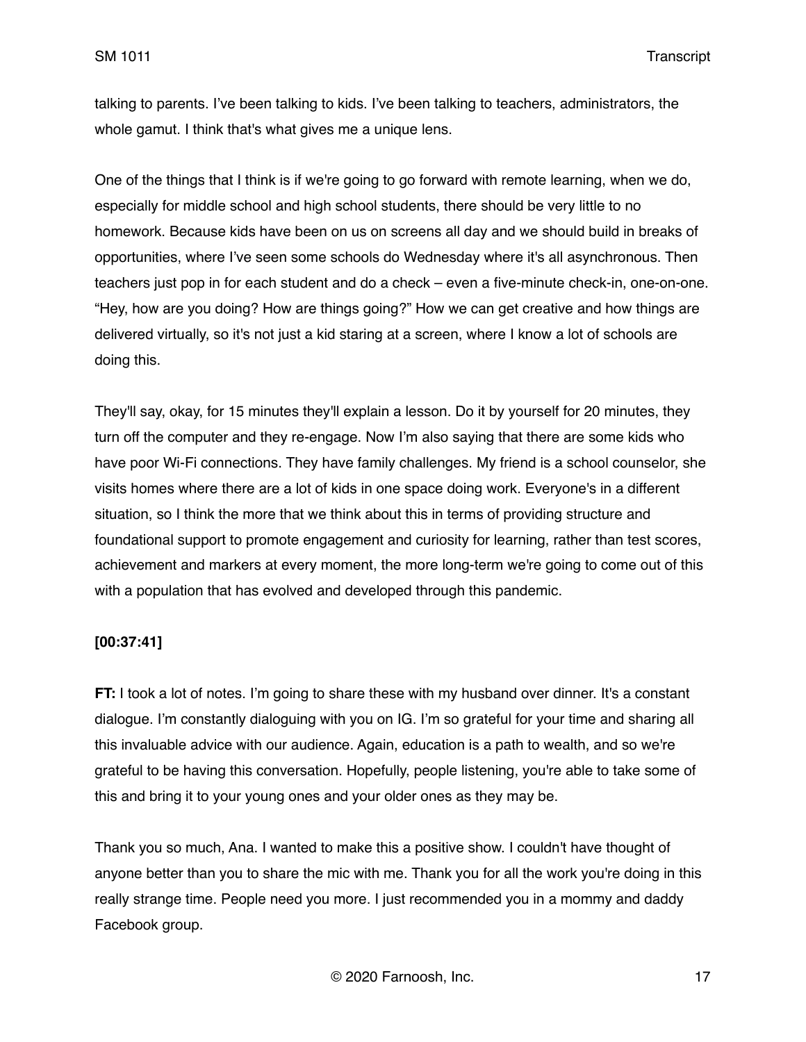talking to parents. I've been talking to kids. I've been talking to teachers, administrators, the whole gamut. I think that's what gives me a unique lens.

One of the things that I think is if we're going to go forward with remote learning, when we do, especially for middle school and high school students, there should be very little to no homework. Because kids have been on us on screens all day and we should build in breaks of opportunities, where I've seen some schools do Wednesday where it's all asynchronous. Then teachers just pop in for each student and do a check – even a five-minute check-in, one-on-one. "Hey, how are you doing? How are things going?" How we can get creative and how things are delivered virtually, so it's not just a kid staring at a screen, where I know a lot of schools are doing this.

They'll say, okay, for 15 minutes they'll explain a lesson. Do it by yourself for 20 minutes, they turn off the computer and they re-engage. Now I'm also saying that there are some kids who have poor Wi-Fi connections. They have family challenges. My friend is a school counselor, she visits homes where there are a lot of kids in one space doing work. Everyone's in a different situation, so I think the more that we think about this in terms of providing structure and foundational support to promote engagement and curiosity for learning, rather than test scores, achievement and markers at every moment, the more long-term we're going to come out of this with a population that has evolved and developed through this pandemic.

**[00:37:41]**

**FT:** I took a lot of notes. I'm going to share these with my husband over dinner. It's a constant dialogue. I'm constantly dialoguing with you on IG. I'm so grateful for your time and sharing all this invaluable advice with our audience. Again, education is a path to wealth, and so we're grateful to be having this conversation. Hopefully, people listening, you're able to take some of this and bring it to your young ones and your older ones as they may be.

Thank you so much, Ana. I wanted to make this a positive show. I couldn't have thought of anyone better than you to share the mic with me. Thank you for all the work you're doing in this really strange time. People need you more. I just recommended you in a mommy and daddy Facebook group.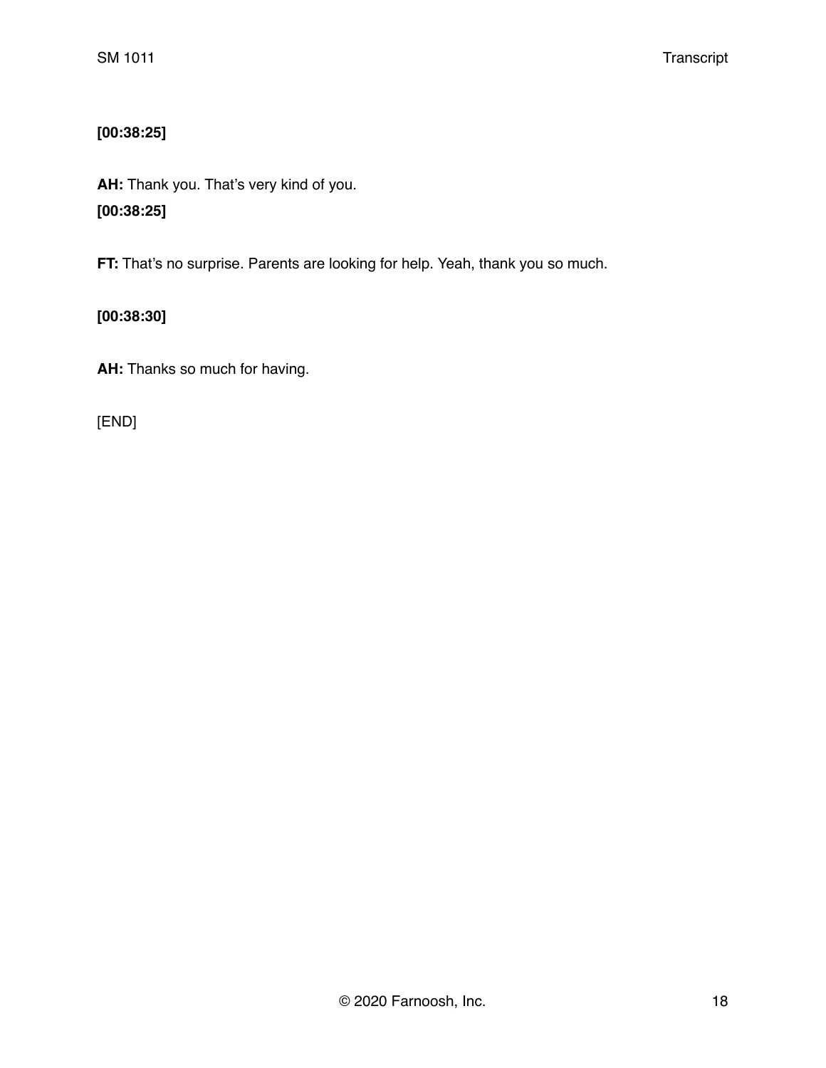**[00:38:25]**

**AH:** Thank you. That's very kind of you.

**[00:38:25]**

**FT:** That's no surprise. Parents are looking for help. Yeah, thank you so much.

**[00:38:30]**

**AH:** Thanks so much for having.

[END]

© 2020 Farnoosh, Inc.